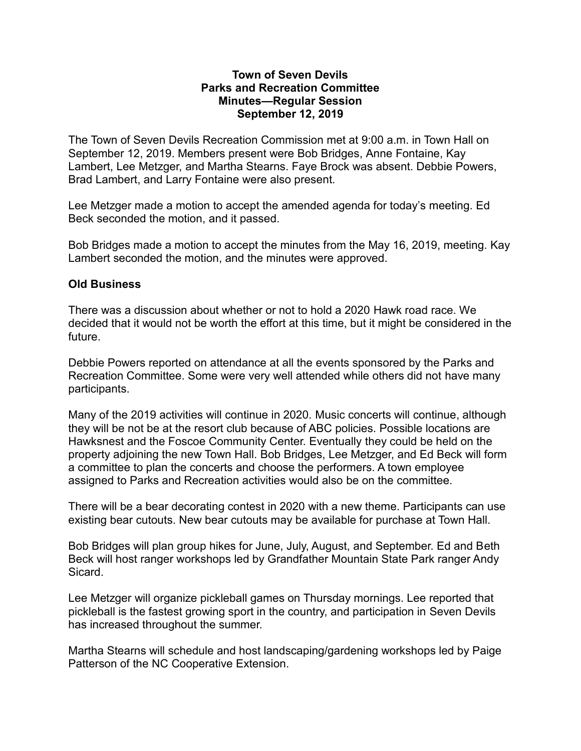**Town of Seven Devils**
**Parks and Recreation Committee**
**Minutes—Regular Session**
**September 12, 2019**

The Town of Seven Devils Recreation Commission met at 9:00 a.m. in Town Hall on September 12, 2019. Members present were Bob Bridges, Anne Fontaine, Kay Lambert, Lee Metzger, and Martha Stearns. Faye Brock was absent. Debbie Powers, Brad Lambert, and Larry Fontaine were also present.

Lee Metzger made a motion to accept the amended agenda for today's meeting. Ed Beck seconded the motion, and it passed.

Bob Bridges made a motion to accept the minutes from the May 16, 2019, meeting. Kay Lambert seconded the motion, and the minutes were approved.

## Old Business

There was a discussion about whether or not to hold a 2020 Hawk road race. We decided that it would not be worth the effort at this time, but it might be considered in the future.

Debbie Powers reported on attendance at all the events sponsored by the Parks and Recreation Committee. Some were very well attended while others did not have many participants.

Many of the 2019 activities will continue in 2020. Music concerts will continue, although they will be not be at the resort club because of ABC policies. Possible locations are Hawksnest and the Foscoe Community Center. Eventually they could be held on the property adjoining the new Town Hall. Bob Bridges, Lee Metzger, and Ed Beck will form a committee to plan the concerts and choose the performers. A town employee assigned to Parks and Recreation activities would also be on the committee.

There will be a bear decorating contest in 2020 with a new theme. Participants can use existing bear cutouts. New bear cutouts may be available for purchase at Town Hall.

Bob Bridges will plan group hikes for June, July, August, and September. Ed and Beth Beck will host ranger workshops led by Grandfather Mountain State Park ranger Andy Sicard.

Lee Metzger will organize pickleball games on Thursday mornings. Lee reported that pickleball is the fastest growing sport in the country, and participation in Seven Devils has increased throughout the summer.

Martha Stearns will schedule and host landscaping/gardening workshops led by Paige Patterson of the NC Cooperative Extension.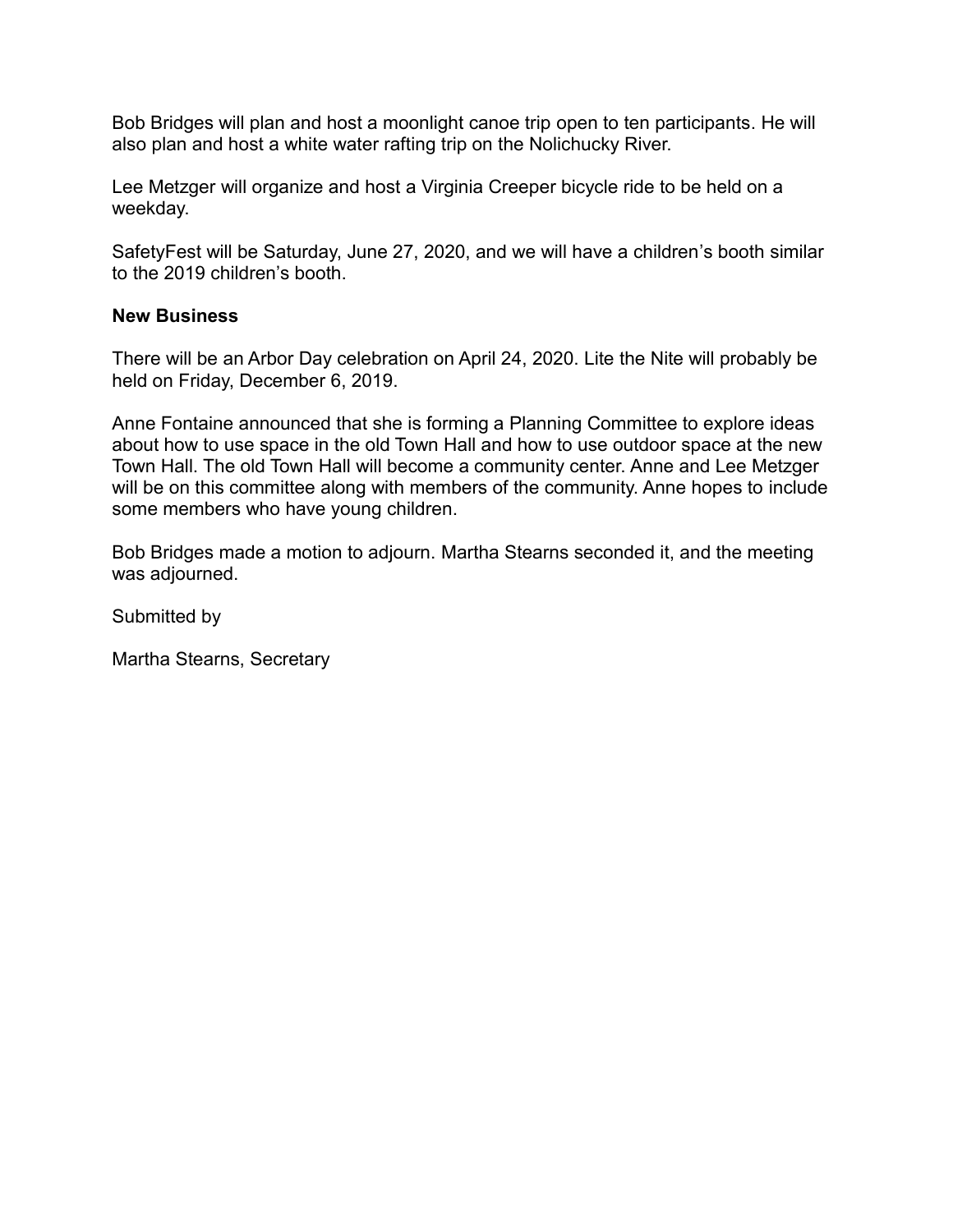Bob Bridges will plan and host a moonlight canoe trip open to ten participants. He will also plan and host a white water rafting trip on the Nolichucky River.

Lee Metzger will organize and host a Virginia Creeper bicycle ride to be held on a weekday.

SafetyFest will be Saturday, June 27, 2020, and we will have a children's booth similar to the 2019 children's booth.

**New Business**

There will be an Arbor Day celebration on April 24, 2020. Lite the Nite will probably be held on Friday, December 6, 2019.

Anne Fontaine announced that she is forming a Planning Committee to explore ideas about how to use space in the old Town Hall and how to use outdoor space at the new Town Hall. The old Town Hall will become a community center. Anne and Lee Metzger will be on this committee along with members of the community. Anne hopes to include some members who have young children.

Bob Bridges made a motion to adjourn. Martha Stearns seconded it, and the meeting was adjourned.

Submitted by

Martha Stearns, Secretary